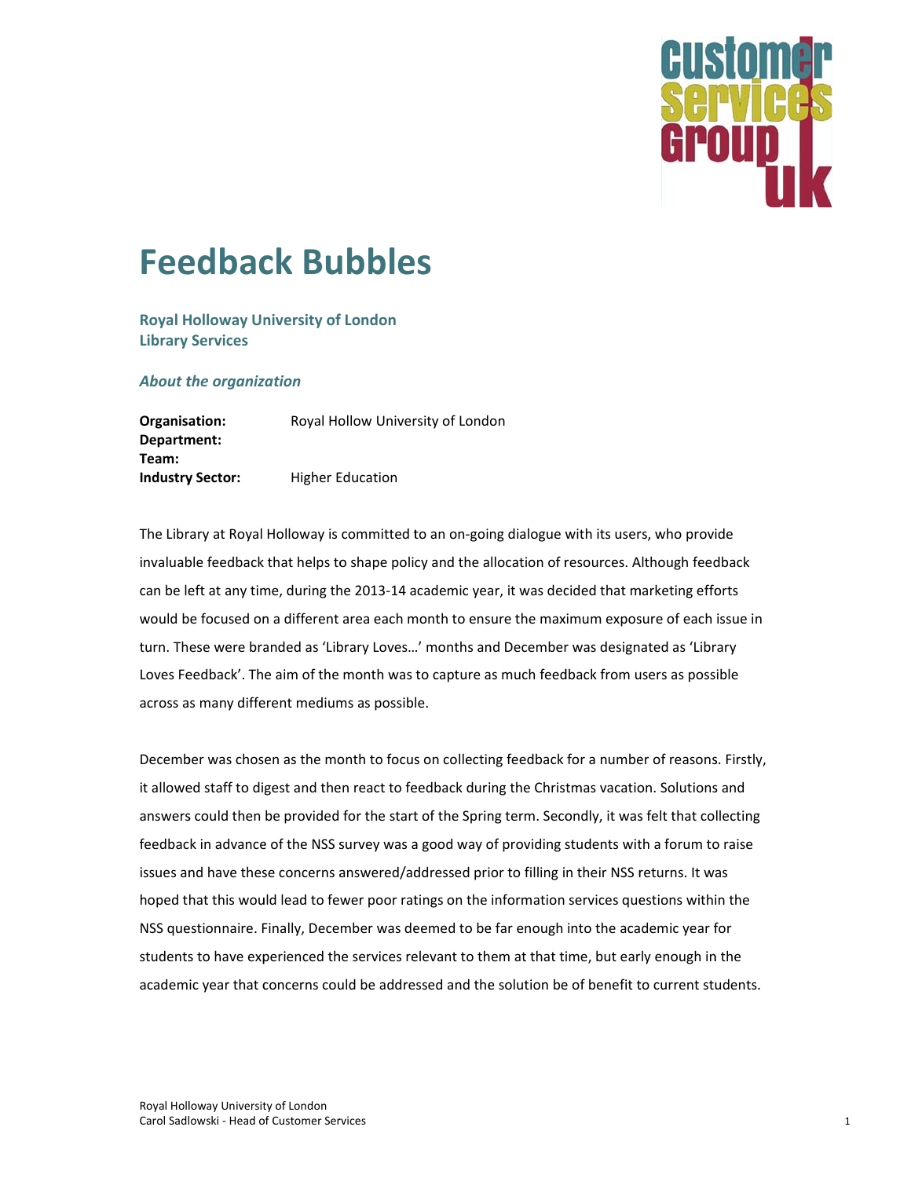# Feedback Bubbles

**Royal Holloway University of London**
**Library Services**

### *About the organization*

| | |
|---|---|
| **Organisation:** | Royal Hollow University of London |
| **Department:** | |
| **Team:** | |
| **Industry Sector:** | Higher Education |

The Library at Royal Holloway is committed to an on-going dialogue with its users, who provide invaluable feedback that helps to shape policy and the allocation of resources. Although feedback can be left at any time, during the 2013-14 academic year, it was decided that marketing efforts would be focused on a different area each month to ensure the maximum exposure of each issue in turn. These were branded as 'Library Loves…' months and December was designated as 'Library Loves Feedback'. The aim of the month was to capture as much feedback from users as possible across as many different mediums as possible.

December was chosen as the month to focus on collecting feedback for a number of reasons. Firstly, it allowed staff to digest and then react to feedback during the Christmas vacation. Solutions and answers could then be provided for the start of the Spring term. Secondly, it was felt that collecting feedback in advance of the NSS survey was a good way of providing students with a forum to raise issues and have these concerns answered/addressed prior to filling in their NSS returns. It was hoped that this would lead to fewer poor ratings on the information services questions within the NSS questionnaire. Finally, December was deemed to be far enough into the academic year for students to have experienced the services relevant to them at that time, but early enough in the academic year that concerns could be addressed and the solution be of benefit to current students.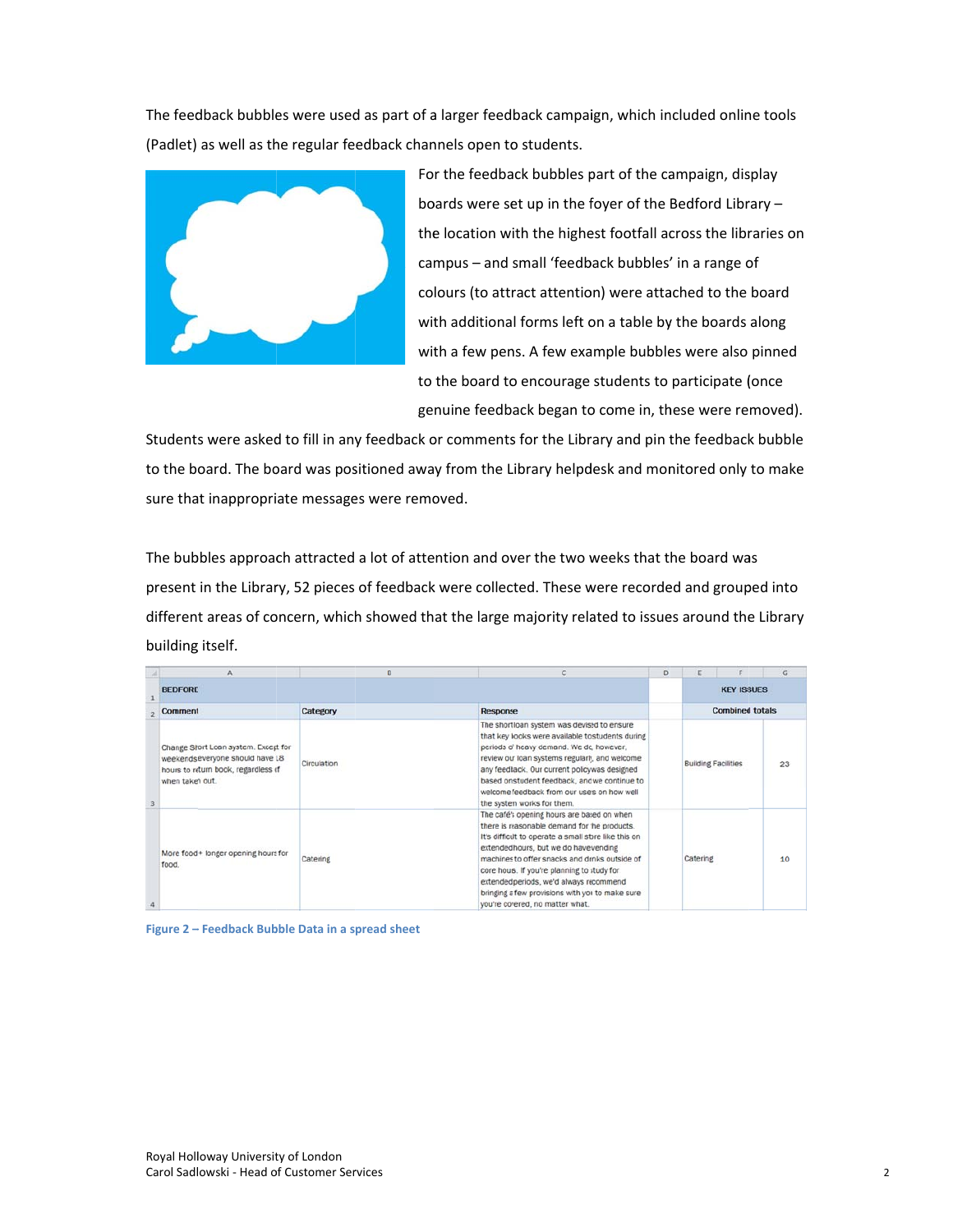The feedback bubbles were used as part of a larger feedback campaign, which included online tools (Padlet) as well as the regular feedback channels open to students.

For the feedback bubbles part of the campaign, display boards were set up in the foyer of the Bedford Library – the location with the highest footfall across the libraries on campus – and small 'feedback bubbles' in a range of colours (to attract attention) were attached to the board with additional forms left on a table by the boards along with a few pens. A few example bubbles were also pinned to the board to encourage students to participate (once genuine feedback began to come in, these were removed). Students were asked to fill in any feedback or comments for the Library and pin the feedback bubble to the board. The board was positioned away from the Library helpdesk and monitored only to make sure that inappropriate messages were removed.

The bubbles approach attracted a lot of attention and over the two weeks that the board was present in the Library, 52 pieces of feedback were collected. These were recorded and grouped into different areas of concern, which showed that the large majority related to issues around the Library building itself.

| BEDFORD | | | | KEY ISSUES | |
|---|---|---|---|---|---|
| Comment | Category | Response | | Combined totals | |
| Change Short Loan system. Except for weekends everyone should have 48 hours to return book, regardless of when taken out. | Circulation | The short loan system was devised to ensure that key books were available to students during periods of heavy demand. We do, however, review our loan systems regularly and welcome any feedback. Our current policy was designed based on student feedback, and we continue to welcome feedback from our users on how well the system works for them. | | Building Facilities | 23 |
| More food + longer opening hours for food. | Catering | The café's opening hours are based on when there is reasonable demand for the products. It's difficult to operate a small store like this on extended hours, but we do have vending machines to offer snacks and drinks outside of core hours. If you're planning to study for extended periods, we'd always recommend bringing a few provisions with you to make sure you're covered, no matter what. | | Catering | 10 |

**Figure 2 – Feedback Bubble Data in a spread sheet**

Royal Holloway University of London
Carol Sadlowski - Head of Customer Services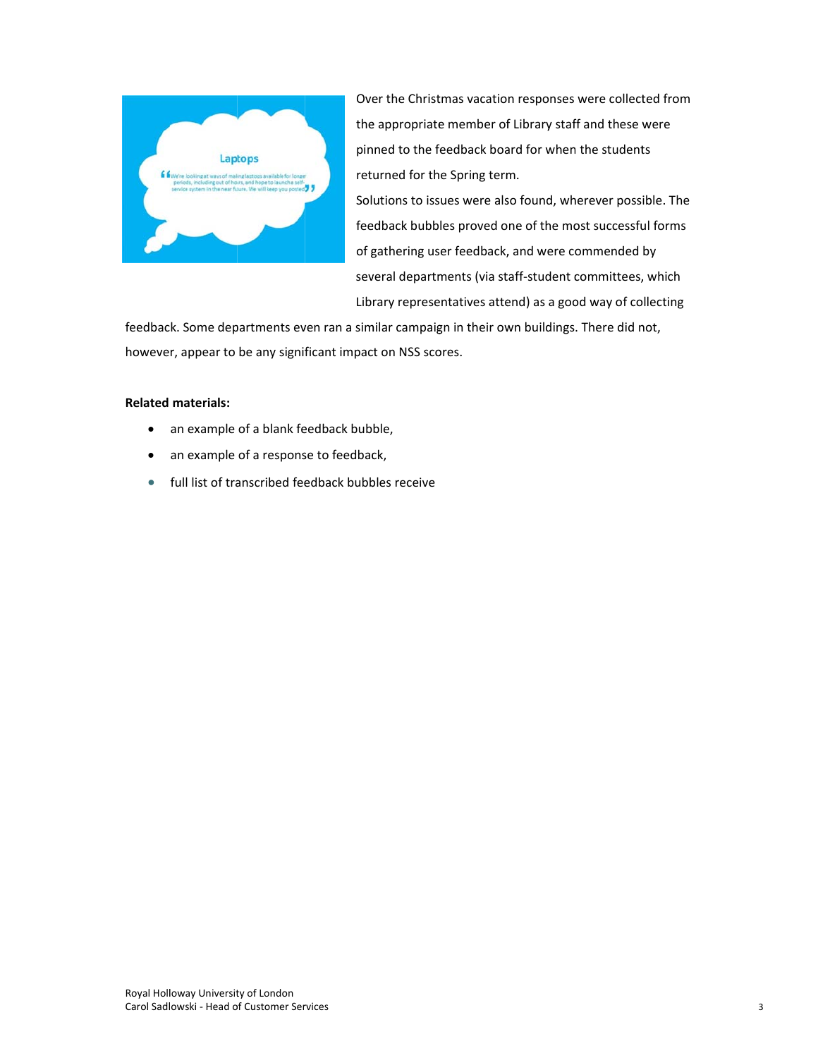Over the Christmas vacation responses were collected from the appropriate member of Library staff and these were pinned to the feedback board for when the students returned for the Spring term.

Solutions to issues were also found, wherever possible. The feedback bubbles proved one of the most successful forms of gathering user feedback, and were commended by several departments (via staff-student committees, which Library representatives attend) as a good way of collecting feedback. Some departments even ran a similar campaign in their own buildings. There did not, however, appear to be any significant impact on NSS scores.

**Related materials:**

- an example of a blank feedback bubble,
- an example of a response to feedback,
- full list of transcribed feedback bubbles receive